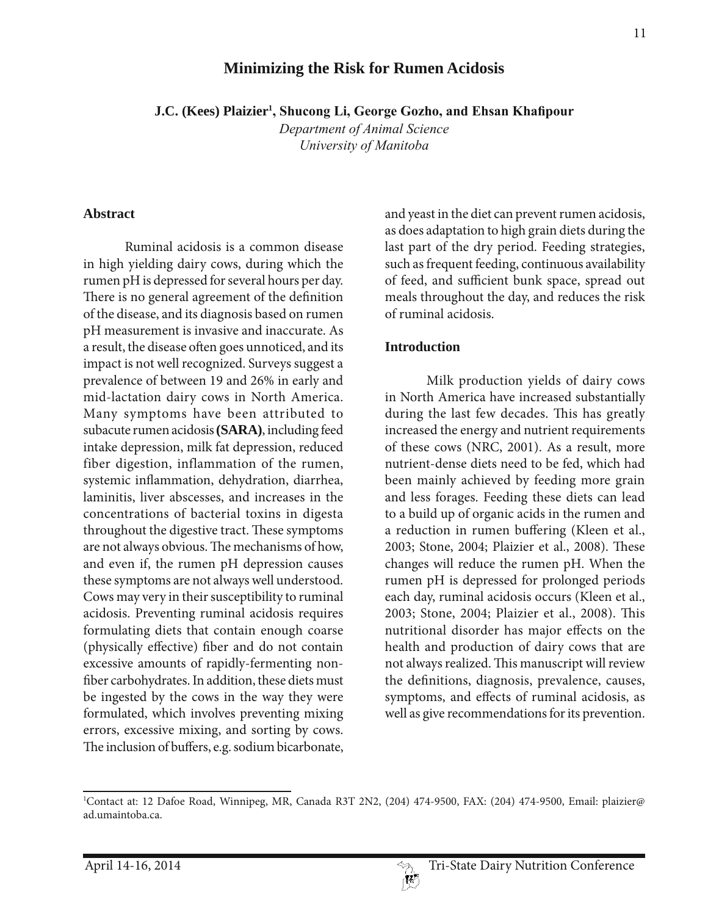# Minimizing the Risk for Rumen Acidosis

**J.C. (Kees) Plaizier[1], Shucong Li, George Gozho, and Ehsan Khafipour**

*Department of Animal Science*
*University of Manitoba*

## Abstract

Ruminal acidosis is a common disease in high yielding dairy cows, during which the rumen pH is depressed for several hours per day. There is no general agreement of the definition of the disease, and its diagnosis based on rumen pH measurement is invasive and inaccurate. As a result, the disease often goes unnoticed, and its impact is not well recognized. Surveys suggest a prevalence of between 19 and 26% in early and mid-lactation dairy cows in North America. Many symptoms have been attributed to subacute rumen acidosis **(SARA)**, including feed intake depression, milk fat depression, reduced fiber digestion, inflammation of the rumen, systemic inflammation, dehydration, diarrhea, laminitis, liver abscesses, and increases in the concentrations of bacterial toxins in digesta throughout the digestive tract. These symptoms are not always obvious. The mechanisms of how, and even if, the rumen pH depression causes these symptoms are not always well understood. Cows may very in their susceptibility to ruminal acidosis. Preventing ruminal acidosis requires formulating diets that contain enough coarse (physically effective) fiber and do not contain excessive amounts of rapidly-fermenting non-fiber carbohydrates. In addition, these diets must be ingested by the cows in the way they were formulated, which involves preventing mixing errors, excessive mixing, and sorting by cows. The inclusion of buffers, e.g. sodium bicarbonate, and yeast in the diet can prevent rumen acidosis, as does adaptation to high grain diets during the last part of the dry period. Feeding strategies, such as frequent feeding, continuous availability of feed, and sufficient bunk space, spread out meals throughout the day, and reduces the risk of ruminal acidosis.

## Introduction

Milk production yields of dairy cows in North America have increased substantially during the last few decades. This has greatly increased the energy and nutrient requirements of these cows (NRC, 2001). As a result, more nutrient-dense diets need to be fed, which had been mainly achieved by feeding more grain and less forages. Feeding these diets can lead to a build up of organic acids in the rumen and a reduction in rumen buffering (Kleen et al., 2003; Stone, 2004; Plaizier et al., 2008). These changes will reduce the rumen pH. When the rumen pH is depressed for prolonged periods each day, ruminal acidosis occurs (Kleen et al., 2003; Stone, 2004; Plaizier et al., 2008). This nutritional disorder has major effects on the health and production of dairy cows that are not always realized. This manuscript will review the definitions, diagnosis, prevalence, causes, symptoms, and effects of ruminal acidosis, as well as give recommendations for its prevention.

---

[1]Contact at: 12 Dafoe Road, Winnipeg, MR, Canada R3T 2N2, (204) 474-9500, FAX: (204) 474-9500, Email: plaizier@ad.umaintoba.ca.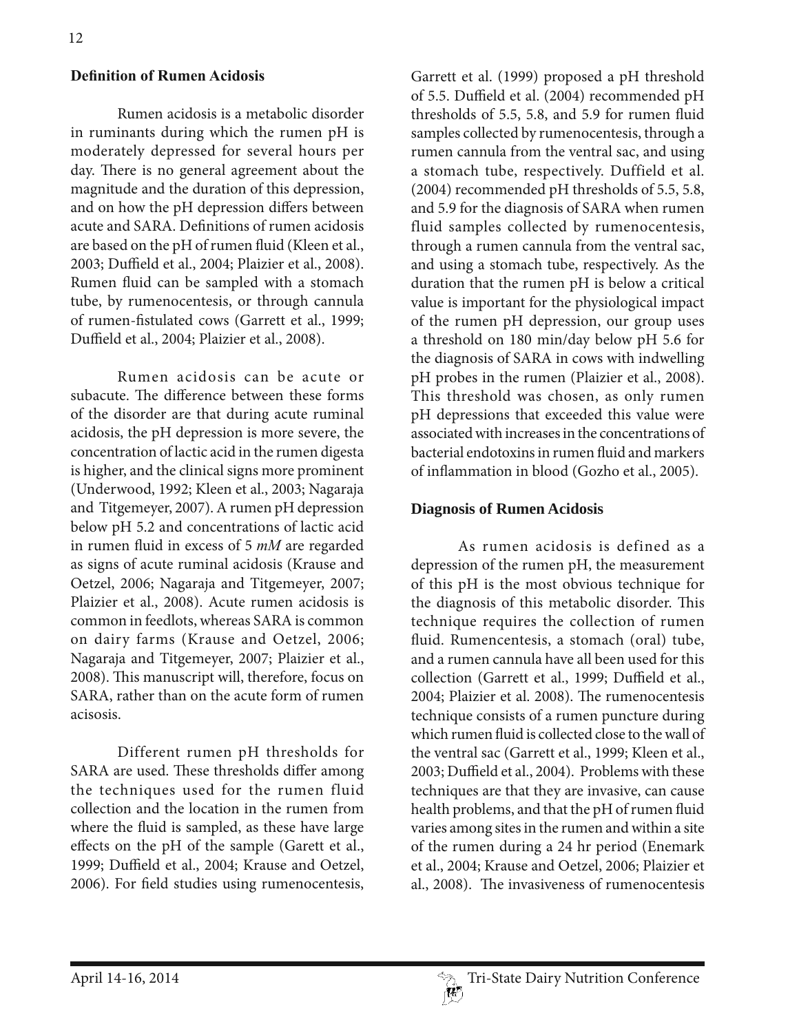## Definition of Rumen Acidosis

Rumen acidosis is a metabolic disorder in ruminants during which the rumen pH is moderately depressed for several hours per day. There is no general agreement about the magnitude and the duration of this depression, and on how the pH depression differs between acute and SARA. Definitions of rumen acidosis are based on the pH of rumen fluid (Kleen et al., 2003; Duffield et al., 2004; Plaizier et al., 2008). Rumen fluid can be sampled with a stomach tube, by rumenocentesis, or through cannula of rumen-fistulated cows (Garrett et al., 1999; Duffield et al., 2004; Plaizier et al., 2008).

Rumen acidosis can be acute or subacute. The difference between these forms of the disorder are that during acute ruminal acidosis, the pH depression is more severe, the concentration of lactic acid in the rumen digesta is higher, and the clinical signs more prominent (Underwood, 1992; Kleen et al., 2003; Nagaraja and Titgemeyer, 2007). A rumen pH depression below pH 5.2 and concentrations of lactic acid in rumen fluid in excess of 5 *mM* are regarded as signs of acute ruminal acidosis (Krause and Oetzel, 2006; Nagaraja and Titgemeyer, 2007; Plaizier et al., 2008). Acute rumen acidosis is common in feedlots, whereas SARA is common on dairy farms (Krause and Oetzel, 2006; Nagaraja and Titgemeyer, 2007; Plaizier et al., 2008). This manuscript will, therefore, focus on SARA, rather than on the acute form of rumen acisosis.

Different rumen pH thresholds for SARA are used. These thresholds differ among the techniques used for the rumen fluid collection and the location in the rumen from where the fluid is sampled, as these have large effects on the pH of the sample (Garett et al., 1999; Duffield et al., 2004; Krause and Oetzel, 2006). For field studies using rumenocentesis, Garrett et al. (1999) proposed a pH threshold of 5.5. Duffield et al. (2004) recommended pH thresholds of 5.5, 5.8, and 5.9 for rumen fluid samples collected by rumenocentesis, through a rumen cannula from the ventral sac, and using a stomach tube, respectively. Duffield et al. (2004) recommended pH thresholds of 5.5, 5.8, and 5.9 for the diagnosis of SARA when rumen fluid samples collected by rumenocentesis, through a rumen cannula from the ventral sac, and using a stomach tube, respectively. As the duration that the rumen pH is below a critical value is important for the physiological impact of the rumen pH depression, our group uses a threshold on 180 min/day below pH 5.6 for the diagnosis of SARA in cows with indwelling pH probes in the rumen (Plaizier et al., 2008). This threshold was chosen, as only rumen pH depressions that exceeded this value were associated with increases in the concentrations of bacterial endotoxins in rumen fluid and markers of inflammation in blood (Gozho et al., 2005).

## Diagnosis of Rumen Acidosis

As rumen acidosis is defined as a depression of the rumen pH, the measurement of this pH is the most obvious technique for the diagnosis of this metabolic disorder. This technique requires the collection of rumen fluid. Rumencentesis, a stomach (oral) tube, and a rumen cannula have all been used for this collection (Garrett et al., 1999; Duffield et al., 2004; Plaizier et al. 2008). The rumenocentesis technique consists of a rumen puncture during which rumen fluid is collected close to the wall of the ventral sac (Garrett et al., 1999; Kleen et al., 2003; Duffield et al., 2004). Problems with these techniques are that they are invasive, can cause health problems, and that the pH of rumen fluid varies among sites in the rumen and within a site of the rumen during a 24 hr period (Enemark et al., 2004; Krause and Oetzel, 2006; Plaizier et al., 2008). The invasiveness of rumenocentesis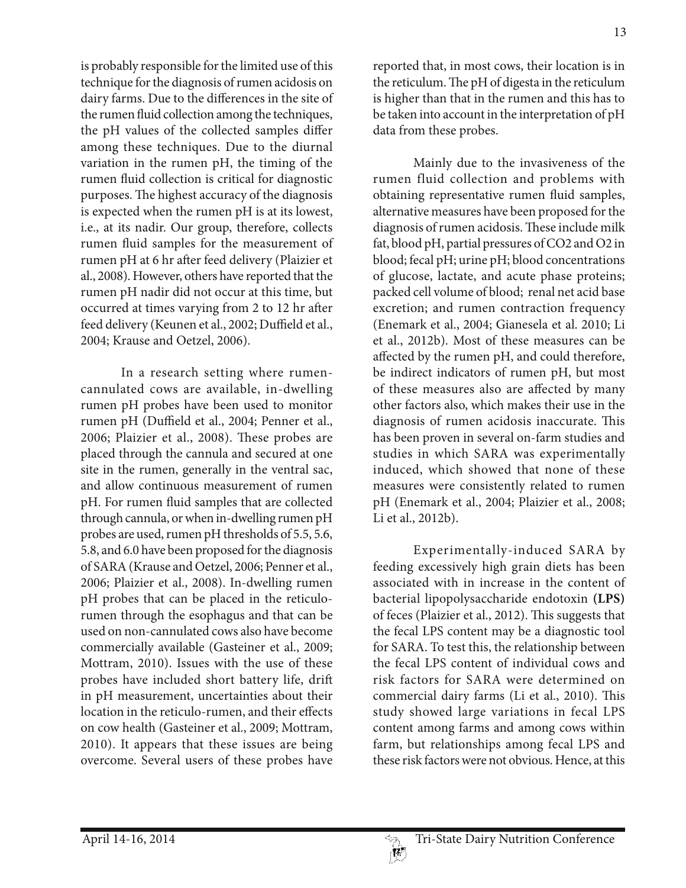is probably responsible for the limited use of this technique for the diagnosis of rumen acidosis on dairy farms. Due to the differences in the site of the rumen fluid collection among the techniques, the pH values of the collected samples differ among these techniques. Due to the diurnal variation in the rumen pH, the timing of the rumen fluid collection is critical for diagnostic purposes. The highest accuracy of the diagnosis is expected when the rumen pH is at its lowest, i.e., at its nadir. Our group, therefore, collects rumen fluid samples for the measurement of rumen pH at 6 hr after feed delivery (Plaizier et al., 2008). However, others have reported that the rumen pH nadir did not occur at this time, but occurred at times varying from 2 to 12 hr after feed delivery (Keunen et al., 2002; Duffield et al., 2004; Krause and Oetzel, 2006).

In a research setting where rumen-cannulated cows are available, in-dwelling rumen pH probes have been used to monitor rumen pH (Duffield et al., 2004; Penner et al., 2006; Plaizier et al., 2008). These probes are placed through the cannula and secured at one site in the rumen, generally in the ventral sac, and allow continuous measurement of rumen pH. For rumen fluid samples that are collected through cannula, or when in-dwelling rumen pH probes are used, rumen pH thresholds of 5.5, 5.6, 5.8, and 6.0 have been proposed for the diagnosis of SARA (Krause and Oetzel, 2006; Penner et al., 2006; Plaizier et al., 2008). In-dwelling rumen pH probes that can be placed in the reticulo-rumen through the esophagus and that can be used on non-cannulated cows also have become commercially available (Gasteiner et al., 2009; Mottram, 2010). Issues with the use of these probes have included short battery life, drift in pH measurement, uncertainties about their location in the reticulo-rumen, and their effects on cow health (Gasteiner et al., 2009; Mottram, 2010). It appears that these issues are being overcome. Several users of these probes have reported that, in most cows, their location is in the reticulum. The pH of digesta in the reticulum is higher than that in the rumen and this has to be taken into account in the interpretation of pH data from these probes.

Mainly due to the invasiveness of the rumen fluid collection and problems with obtaining representative rumen fluid samples, alternative measures have been proposed for the diagnosis of rumen acidosis. These include milk fat, blood pH, partial pressures of $CO_2$ and $O_2$ in blood; fecal pH; urine pH; blood concentrations of glucose, lactate, and acute phase proteins; packed cell volume of blood; renal net acid base excretion; and rumen contraction frequency (Enemark et al., 2004; Gianesela et al. 2010; Li et al., 2012b). Most of these measures can be affected by the rumen pH, and could therefore, be indirect indicators of rumen pH, but most of these measures also are affected by many other factors also, which makes their use in the diagnosis of rumen acidosis inaccurate. This has been proven in several on-farm studies and studies in which SARA was experimentally induced, which showed that none of these measures were consistently related to rumen pH (Enemark et al., 2004; Plaizier et al., 2008; Li et al., 2012b).

Experimentally-induced SARA by feeding excessively high grain diets has been associated with in increase in the content of bacterial lipopolysaccharide endotoxin **(LPS)** of feces (Plaizier et al., 2012). This suggests that the fecal LPS content may be a diagnostic tool for SARA. To test this, the relationship between the fecal LPS content of individual cows and risk factors for SARA were determined on commercial dairy farms (Li et al., 2010). This study showed large variations in fecal LPS content among farms and among cows within farm, but relationships among fecal LPS and these risk factors were not obvious. Hence, at this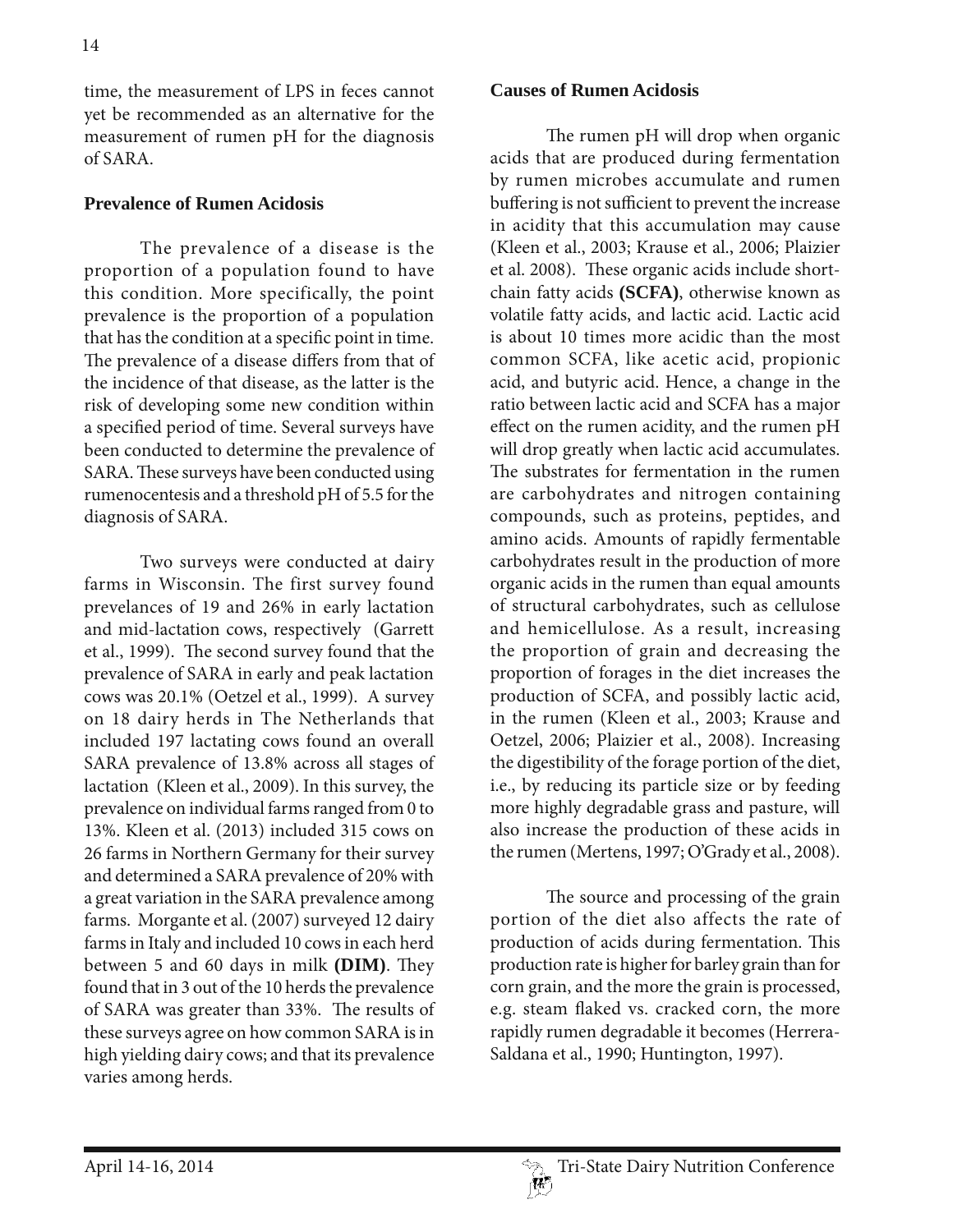time, the measurement of LPS in feces cannot yet be recommended as an alternative for the measurement of rumen pH for the diagnosis of SARA.

## Prevalence of Rumen Acidosis

The prevalence of a disease is the proportion of a population found to have this condition. More specifically, the point prevalence is the proportion of a population that has the condition at a specific point in time. The prevalence of a disease differs from that of the incidence of that disease, as the latter is the risk of developing some new condition within a specified period of time. Several surveys have been conducted to determine the prevalence of SARA. These surveys have been conducted using rumenocentesis and a threshold pH of 5.5 for the diagnosis of SARA.

Two surveys were conducted at dairy farms in Wisconsin. The first survey found prevelances of 19 and 26% in early lactation and mid-lactation cows, respectively (Garrett et al., 1999). The second survey found that the prevalence of SARA in early and peak lactation cows was 20.1% (Oetzel et al., 1999). A survey on 18 dairy herds in The Netherlands that included 197 lactating cows found an overall SARA prevalence of 13.8% across all stages of lactation (Kleen et al., 2009). In this survey, the prevalence on individual farms ranged from 0 to 13%. Kleen et al. (2013) included 315 cows on 26 farms in Northern Germany for their survey and determined a SARA prevalence of 20% with a great variation in the SARA prevalence among farms. Morgante et al. (2007) surveyed 12 dairy farms in Italy and included 10 cows in each herd between 5 and 60 days in milk **(DIM)**. They found that in 3 out of the 10 herds the prevalence of SARA was greater than 33%. The results of these surveys agree on how common SARA is in high yielding dairy cows; and that its prevalence varies among herds.

## Causes of Rumen Acidosis

The rumen pH will drop when organic acids that are produced during fermentation by rumen microbes accumulate and rumen buffering is not sufficient to prevent the increase in acidity that this accumulation may cause (Kleen et al., 2003; Krause et al., 2006; Plaizier et al. 2008). These organic acids include short-chain fatty acids **(SCFA)**, otherwise known as volatile fatty acids, and lactic acid. Lactic acid is about 10 times more acidic than the most common SCFA, like acetic acid, propionic acid, and butyric acid. Hence, a change in the ratio between lactic acid and SCFA has a major effect on the rumen acidity, and the rumen pH will drop greatly when lactic acid accumulates. The substrates for fermentation in the rumen are carbohydrates and nitrogen containing compounds, such as proteins, peptides, and amino acids. Amounts of rapidly fermentable carbohydrates result in the production of more organic acids in the rumen than equal amounts of structural carbohydrates, such as cellulose and hemicellulose. As a result, increasing the proportion of grain and decreasing the proportion of forages in the diet increases the production of SCFA, and possibly lactic acid, in the rumen (Kleen et al., 2003; Krause and Oetzel, 2006; Plaizier et al., 2008). Increasing the digestibility of the forage portion of the diet, i.e., by reducing its particle size or by feeding more highly degradable grass and pasture, will also increase the production of these acids in the rumen (Mertens, 1997; O'Grady et al., 2008).

The source and processing of the grain portion of the diet also affects the rate of production of acids during fermentation. This production rate is higher for barley grain than for corn grain, and the more the grain is processed, e.g. steam flaked vs. cracked corn, the more rapidly rumen degradable it becomes (Herrera-Saldana et al., 1990; Huntington, 1997).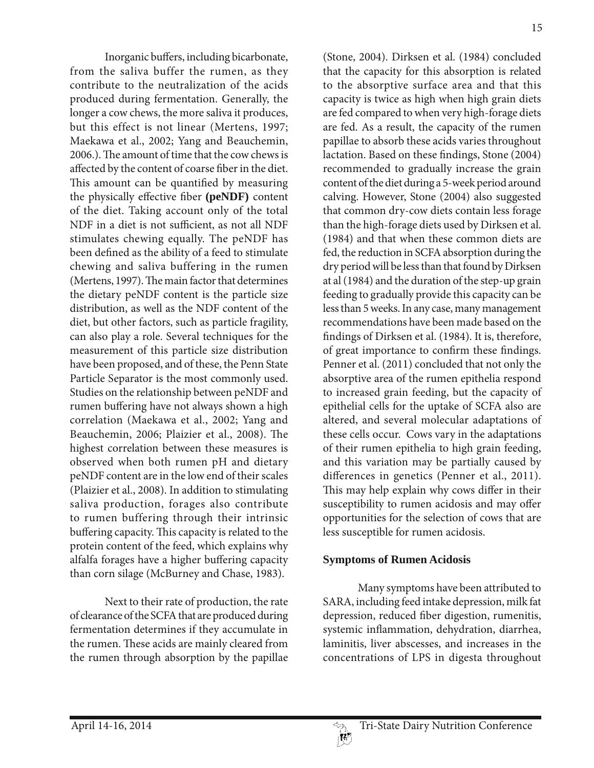Inorganic buffers, including bicarbonate, from the saliva buffer the rumen, as they contribute to the neutralization of the acids produced during fermentation. Generally, the longer a cow chews, the more saliva it produces, but this effect is not linear (Mertens, 1997; Maekawa et al., 2002; Yang and Beauchemin, 2006.). The amount of time that the cow chews is affected by the content of coarse fiber in the diet. This amount can be quantified by measuring the physically effective fiber **(peNDF)** content of the diet. Taking account only of the total NDF in a diet is not sufficient, as not all NDF stimulates chewing equally. The peNDF has been defined as the ability of a feed to stimulate chewing and saliva buffering in the rumen (Mertens, 1997). The main factor that determines the dietary peNDF content is the particle size distribution, as well as the NDF content of the diet, but other factors, such as particle fragility, can also play a role. Several techniques for the measurement of this particle size distribution have been proposed, and of these, the Penn State Particle Separator is the most commonly used. Studies on the relationship between peNDF and rumen buffering have not always shown a high correlation (Maekawa et al., 2002; Yang and Beauchemin, 2006; Plaizier et al., 2008). The highest correlation between these measures is observed when both rumen pH and dietary peNDF content are in the low end of their scales (Plaizier et al., 2008). In addition to stimulating saliva production, forages also contribute to rumen buffering through their intrinsic buffering capacity. This capacity is related to the protein content of the feed, which explains why alfalfa forages have a higher buffering capacity than corn silage (McBurney and Chase, 1983).

Next to their rate of production, the rate of clearance of the SCFA that are produced during fermentation determines if they accumulate in the rumen. These acids are mainly cleared from the rumen through absorption by the papillae (Stone, 2004). Dirksen et al. (1984) concluded that the capacity for this absorption is related to the absorptive surface area and that this capacity is twice as high when high grain diets are fed compared to when very high-forage diets are fed. As a result, the capacity of the rumen papillae to absorb these acids varies throughout lactation. Based on these findings, Stone (2004) recommended to gradually increase the grain content of the diet during a 5-week period around calving. However, Stone (2004) also suggested that common dry-cow diets contain less forage than the high-forage diets used by Dirksen et al. (1984) and that when these common diets are fed, the reduction in SCFA absorption during the dry period will be less than that found by Dirksen at al (1984) and the duration of the step-up grain feeding to gradually provide this capacity can be less than 5 weeks. In any case, many management recommendations have been made based on the findings of Dirksen et al. (1984). It is, therefore, of great importance to confirm these findings. Penner et al. (2011) concluded that not only the absorptive area of the rumen epithelia respond to increased grain feeding, but the capacity of epithelial cells for the uptake of SCFA also are altered, and several molecular adaptations of these cells occur. Cows vary in the adaptations of their rumen epithelia to high grain feeding, and this variation may be partially caused by differences in genetics (Penner et al., 2011). This may help explain why cows differ in their susceptibility to rumen acidosis and may offer opportunities for the selection of cows that are less susceptible for rumen acidosis.

## Symptoms of Rumen Acidosis

Many symptoms have been attributed to SARA, including feed intake depression, milk fat depression, reduced fiber digestion, rumenitis, systemic inflammation, dehydration, diarrhea, laminitis, liver abscesses, and increases in the concentrations of LPS in digesta throughout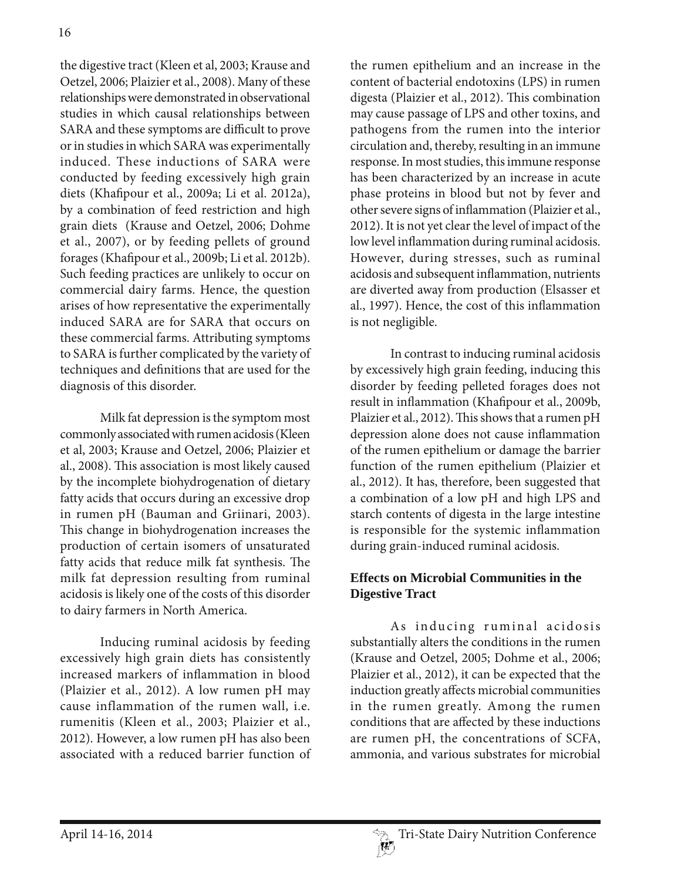the digestive tract (Kleen et al, 2003; Krause and Oetzel, 2006; Plaizier et al., 2008). Many of these relationships were demonstrated in observational studies in which causal relationships between SARA and these symptoms are difficult to prove or in studies in which SARA was experimentally induced. These inductions of SARA were conducted by feeding excessively high grain diets (Khafipour et al., 2009a; Li et al. 2012a), by a combination of feed restriction and high grain diets (Krause and Oetzel, 2006; Dohme et al., 2007), or by feeding pellets of ground forages (Khafipour et al., 2009b; Li et al. 2012b). Such feeding practices are unlikely to occur on commercial dairy farms. Hence, the question arises of how representative the experimentally induced SARA are for SARA that occurs on these commercial farms. Attributing symptoms to SARA is further complicated by the variety of techniques and definitions that are used for the diagnosis of this disorder.

Milk fat depression is the symptom most commonly associated with rumen acidosis (Kleen et al, 2003; Krause and Oetzel, 2006; Plaizier et al., 2008). This association is most likely caused by the incomplete biohydrogenation of dietary fatty acids that occurs during an excessive drop in rumen pH (Bauman and Griinari, 2003). This change in biohydrogenation increases the production of certain isomers of unsaturated fatty acids that reduce milk fat synthesis. The milk fat depression resulting from ruminal acidosis is likely one of the costs of this disorder to dairy farmers in North America.

Inducing ruminal acidosis by feeding excessively high grain diets has consistently increased markers of inflammation in blood (Plaizier et al., 2012). A low rumen pH may cause inflammation of the rumen wall, i.e. rumenitis (Kleen et al., 2003; Plaizier et al., 2012). However, a low rumen pH has also been associated with a reduced barrier function of the rumen epithelium and an increase in the content of bacterial endotoxins (LPS) in rumen digesta (Plaizier et al., 2012). This combination may cause passage of LPS and other toxins, and pathogens from the rumen into the interior circulation and, thereby, resulting in an immune response. In most studies, this immune response has been characterized by an increase in acute phase proteins in blood but not by fever and other severe signs of inflammation (Plaizier et al., 2012). It is not yet clear the level of impact of the low level inflammation during ruminal acidosis. However, during stresses, such as ruminal acidosis and subsequent inflammation, nutrients are diverted away from production (Elsasser et al., 1997). Hence, the cost of this inflammation is not negligible.

In contrast to inducing ruminal acidosis by excessively high grain feeding, inducing this disorder by feeding pelleted forages does not result in inflammation (Khafipour et al., 2009b, Plaizier et al., 2012). This shows that a rumen pH depression alone does not cause inflammation of the rumen epithelium or damage the barrier function of the rumen epithelium (Plaizier et al., 2012). It has, therefore, been suggested that a combination of a low pH and high LPS and starch contents of digesta in the large intestine is responsible for the systemic inflammation during grain-induced ruminal acidosis.

## Effects on Microbial Communities in the Digestive Tract

As inducing ruminal acidosis substantially alters the conditions in the rumen (Krause and Oetzel, 2005; Dohme et al., 2006; Plaizier et al., 2012), it can be expected that the induction greatly affects microbial communities in the rumen greatly. Among the rumen conditions that are affected by these inductions are rumen pH, the concentrations of SCFA, ammonia, and various substrates for microbial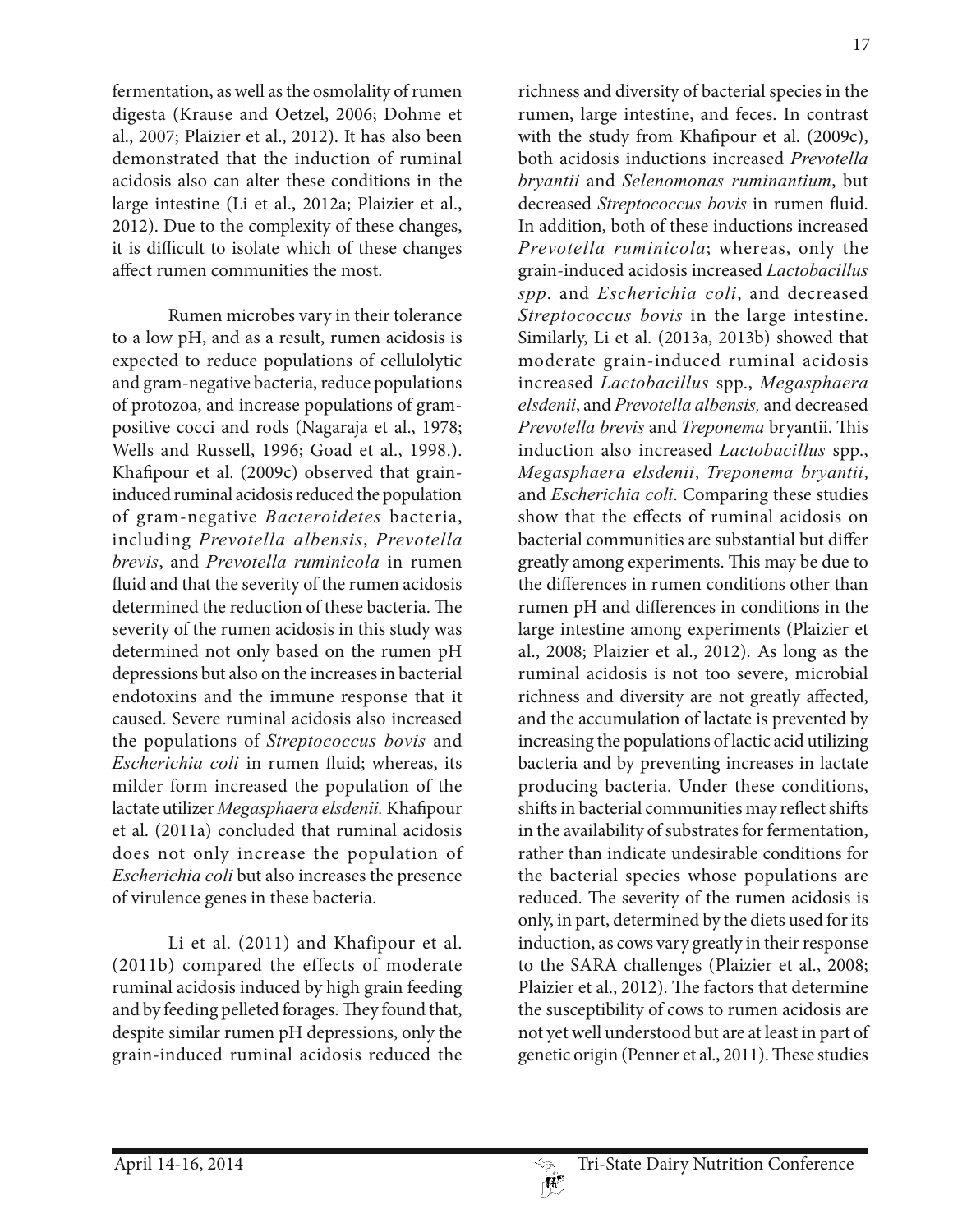fermentation, as well as the osmolality of rumen digesta (Krause and Oetzel, 2006; Dohme et al., 2007; Plaizier et al., 2012). It has also been demonstrated that the induction of ruminal acidosis also can alter these conditions in the large intestine (Li et al., 2012a; Plaizier et al., 2012). Due to the complexity of these changes, it is difficult to isolate which of these changes affect rumen communities the most.

Rumen microbes vary in their tolerance to a low pH, and as a result, rumen acidosis is expected to reduce populations of cellulolytic and gram-negative bacteria, reduce populations of protozoa, and increase populations of gram-positive cocci and rods (Nagaraja et al., 1978; Wells and Russell, 1996; Goad et al., 1998.). Khafipour et al. (2009c) observed that grain-induced ruminal acidosis reduced the population of gram-negative *Bacteroidetes* bacteria, including *Prevotella albensis*, *Prevotella brevis*, and *Prevotella ruminicola* in rumen fluid and that the severity of the rumen acidosis determined the reduction of these bacteria. The severity of the rumen acidosis in this study was determined not only based on the rumen pH depressions but also on the increases in bacterial endotoxins and the immune response that it caused. Severe ruminal acidosis also increased the populations of *Streptococcus bovis* and *Escherichia coli* in rumen fluid; whereas, its milder form increased the population of the lactate utilizer *Megasphaera elsdenii.* Khafipour et al. (2011a) concluded that ruminal acidosis does not only increase the population of *Escherichia coli* but also increases the presence of virulence genes in these bacteria.

Li et al. (2011) and Khafipour et al. (2011b) compared the effects of moderate ruminal acidosis induced by high grain feeding and by feeding pelleted forages. They found that, despite similar rumen pH depressions, only the grain-induced ruminal acidosis reduced the richness and diversity of bacterial species in the rumen, large intestine, and feces. In contrast with the study from Khafipour et al. (2009c), both acidosis inductions increased *Prevotella bryantii* and *Selenomonas ruminantium*, but decreased *Streptococcus bovis* in rumen fluid. In addition, both of these inductions increased *Prevotella ruminicola*; whereas, only the grain-induced acidosis increased *Lactobacillus spp*. and *Escherichia coli*, and decreased *Streptococcus bovis* in the large intestine. Similarly, Li et al. (2013a, 2013b) showed that moderate grain-induced ruminal acidosis increased *Lactobacillus* spp., *Megasphaera elsdenii*, and *Prevotella albensis,* and decreased *Prevotella brevis* and *Treponema* bryantii. This induction also increased *Lactobacillus* spp., *Megasphaera elsdenii*, *Treponema bryantii*, and *Escherichia coli*. Comparing these studies show that the effects of ruminal acidosis on bacterial communities are substantial but differ greatly among experiments. This may be due to the differences in rumen conditions other than rumen pH and differences in conditions in the large intestine among experiments (Plaizier et al., 2008; Plaizier et al., 2012). As long as the ruminal acidosis is not too severe, microbial richness and diversity are not greatly affected, and the accumulation of lactate is prevented by increasing the populations of lactic acid utilizing bacteria and by preventing increases in lactate producing bacteria. Under these conditions, shifts in bacterial communities may reflect shifts in the availability of substrates for fermentation, rather than indicate undesirable conditions for the bacterial species whose populations are reduced. The severity of the rumen acidosis is only, in part, determined by the diets used for its induction, as cows vary greatly in their response to the SARA challenges (Plaizier et al., 2008; Plaizier et al., 2012). The factors that determine the susceptibility of cows to rumen acidosis are not yet well understood but are at least in part of genetic origin (Penner et al., 2011). These studies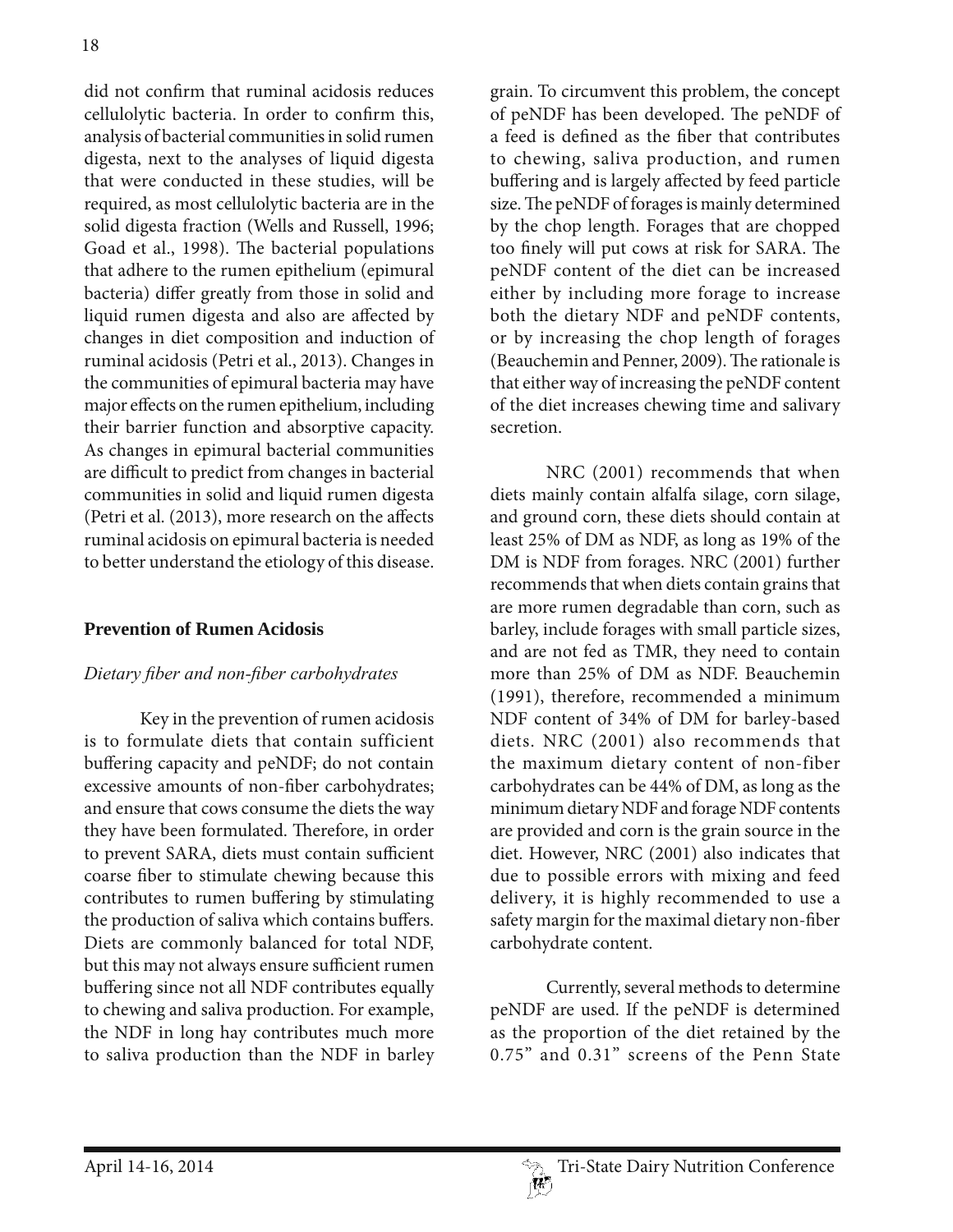did not confirm that ruminal acidosis reduces cellulolytic bacteria. In order to confirm this, analysis of bacterial communities in solid rumen digesta, next to the analyses of liquid digesta that were conducted in these studies, will be required, as most cellulolytic bacteria are in the solid digesta fraction (Wells and Russell, 1996; Goad et al., 1998). The bacterial populations that adhere to the rumen epithelium (epimural bacteria) differ greatly from those in solid and liquid rumen digesta and also are affected by changes in diet composition and induction of ruminal acidosis (Petri et al., 2013). Changes in the communities of epimural bacteria may have major effects on the rumen epithelium, including their barrier function and absorptive capacity. As changes in epimural bacterial communities are difficult to predict from changes in bacterial communities in solid and liquid rumen digesta (Petri et al. (2013), more research on the affects ruminal acidosis on epimural bacteria is needed to better understand the etiology of this disease.

## Prevention of Rumen Acidosis

### *Dietary fiber and non-fiber carbohydrates*

Key in the prevention of rumen acidosis is to formulate diets that contain sufficient buffering capacity and peNDF; do not contain excessive amounts of non-fiber carbohydrates; and ensure that cows consume the diets the way they have been formulated. Therefore, in order to prevent SARA, diets must contain sufficient coarse fiber to stimulate chewing because this contributes to rumen buffering by stimulating the production of saliva which contains buffers. Diets are commonly balanced for total NDF, but this may not always ensure sufficient rumen buffering since not all NDF contributes equally to chewing and saliva production. For example, the NDF in long hay contributes much more to saliva production than the NDF in barley grain. To circumvent this problem, the concept of peNDF has been developed. The peNDF of a feed is defined as the fiber that contributes to chewing, saliva production, and rumen buffering and is largely affected by feed particle size. The peNDF of forages is mainly determined by the chop length. Forages that are chopped too finely will put cows at risk for SARA. The peNDF content of the diet can be increased either by including more forage to increase both the dietary NDF and peNDF contents, or by increasing the chop length of forages (Beauchemin and Penner, 2009). The rationale is that either way of increasing the peNDF content of the diet increases chewing time and salivary secretion.

NRC (2001) recommends that when diets mainly contain alfalfa silage, corn silage, and ground corn, these diets should contain at least 25% of DM as NDF, as long as 19% of the DM is NDF from forages. NRC (2001) further recommends that when diets contain grains that are more rumen degradable than corn, such as barley, include forages with small particle sizes, and are not fed as TMR, they need to contain more than 25% of DM as NDF. Beauchemin (1991), therefore, recommended a minimum NDF content of 34% of DM for barley-based diets. NRC (2001) also recommends that the maximum dietary content of non-fiber carbohydrates can be 44% of DM, as long as the minimum dietary NDF and forage NDF contents are provided and corn is the grain source in the diet. However, NRC (2001) also indicates that due to possible errors with mixing and feed delivery, it is highly recommended to use a safety margin for the maximal dietary non-fiber carbohydrate content.

Currently, several methods to determine peNDF are used. If the peNDF is determined as the proportion of the diet retained by the 0.75" and 0.31" screens of the Penn State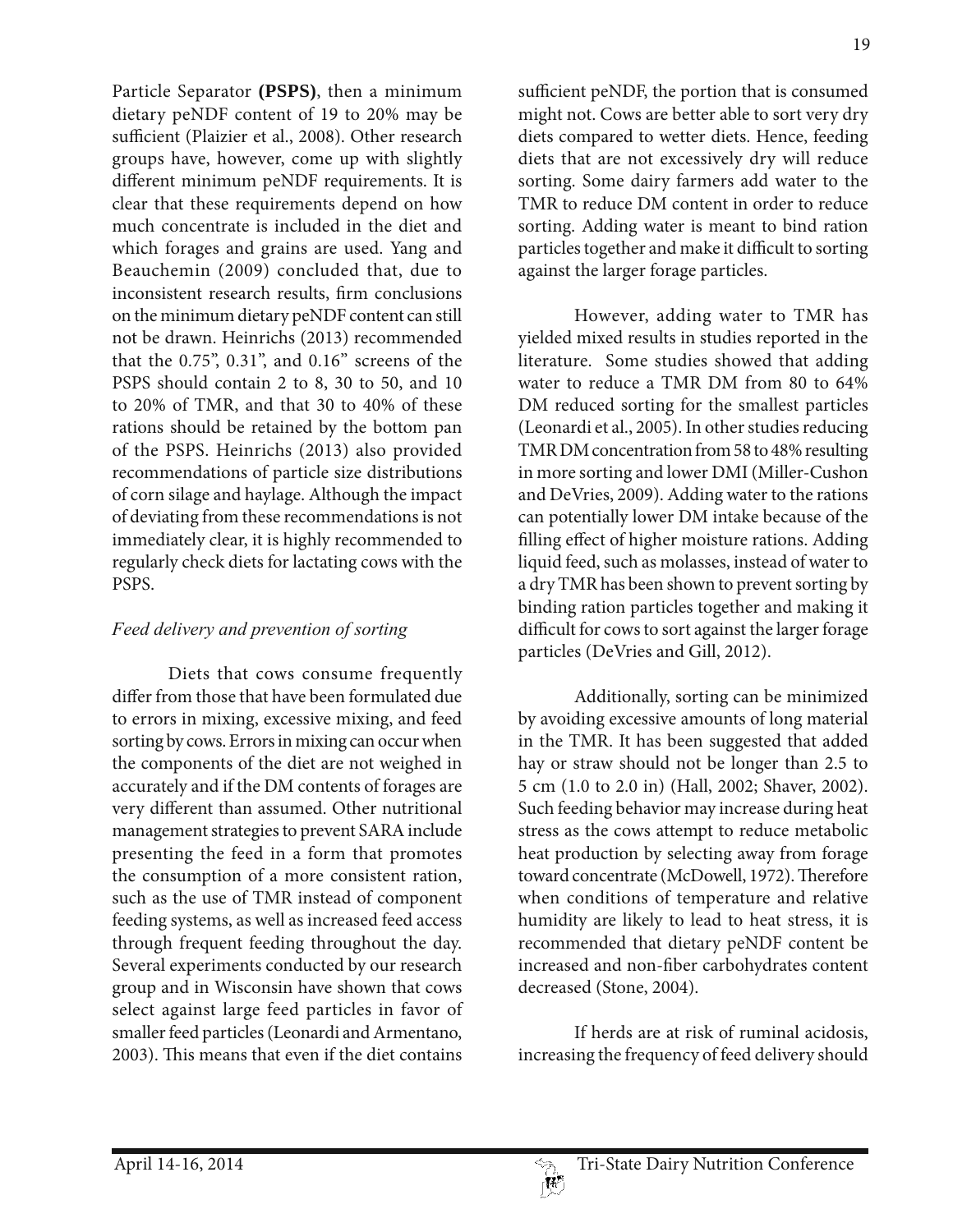Particle Separator **(PSPS)**, then a minimum dietary peNDF content of 19 to 20% may be sufficient (Plaizier et al., 2008). Other research groups have, however, come up with slightly different minimum peNDF requirements. It is clear that these requirements depend on how much concentrate is included in the diet and which forages and grains are used. Yang and Beauchemin (2009) concluded that, due to inconsistent research results, firm conclusions on the minimum dietary peNDF content can still not be drawn. Heinrichs (2013) recommended that the 0.75", 0.31", and 0.16" screens of the PSPS should contain 2 to 8, 30 to 50, and 10 to 20% of TMR, and that 30 to 40% of these rations should be retained by the bottom pan of the PSPS. Heinrichs (2013) also provided recommendations of particle size distributions of corn silage and haylage. Although the impact of deviating from these recommendations is not immediately clear, it is highly recommended to regularly check diets for lactating cows with the PSPS.

*Feed delivery and prevention of sorting*

Diets that cows consume frequently differ from those that have been formulated due to errors in mixing, excessive mixing, and feed sorting by cows. Errors in mixing can occur when the components of the diet are not weighed in accurately and if the DM contents of forages are very different than assumed. Other nutritional management strategies to prevent SARA include presenting the feed in a form that promotes the consumption of a more consistent ration, such as the use of TMR instead of component feeding systems, as well as increased feed access through frequent feeding throughout the day. Several experiments conducted by our research group and in Wisconsin have shown that cows select against large feed particles in favor of smaller feed particles (Leonardi and Armentano, 2003). This means that even if the diet contains sufficient peNDF, the portion that is consumed might not. Cows are better able to sort very dry diets compared to wetter diets. Hence, feeding diets that are not excessively dry will reduce sorting. Some dairy farmers add water to the TMR to reduce DM content in order to reduce sorting. Adding water is meant to bind ration particles together and make it difficult to sorting against the larger forage particles.

However, adding water to TMR has yielded mixed results in studies reported in the literature. Some studies showed that adding water to reduce a TMR DM from 80 to 64% DM reduced sorting for the smallest particles (Leonardi et al., 2005). In other studies reducing TMR DM concentration from 58 to 48% resulting in more sorting and lower DMI (Miller-Cushon and DeVries, 2009). Adding water to the rations can potentially lower DM intake because of the filling effect of higher moisture rations. Adding liquid feed, such as molasses, instead of water to a dry TMR has been shown to prevent sorting by binding ration particles together and making it difficult for cows to sort against the larger forage particles (DeVries and Gill, 2012).

Additionally, sorting can be minimized by avoiding excessive amounts of long material in the TMR. It has been suggested that added hay or straw should not be longer than 2.5 to 5 cm (1.0 to 2.0 in) (Hall, 2002; Shaver, 2002). Such feeding behavior may increase during heat stress as the cows attempt to reduce metabolic heat production by selecting away from forage toward concentrate (McDowell, 1972). Therefore when conditions of temperature and relative humidity are likely to lead to heat stress, it is recommended that dietary peNDF content be increased and non-fiber carbohydrates content decreased (Stone, 2004).

If herds are at risk of ruminal acidosis, increasing the frequency of feed delivery should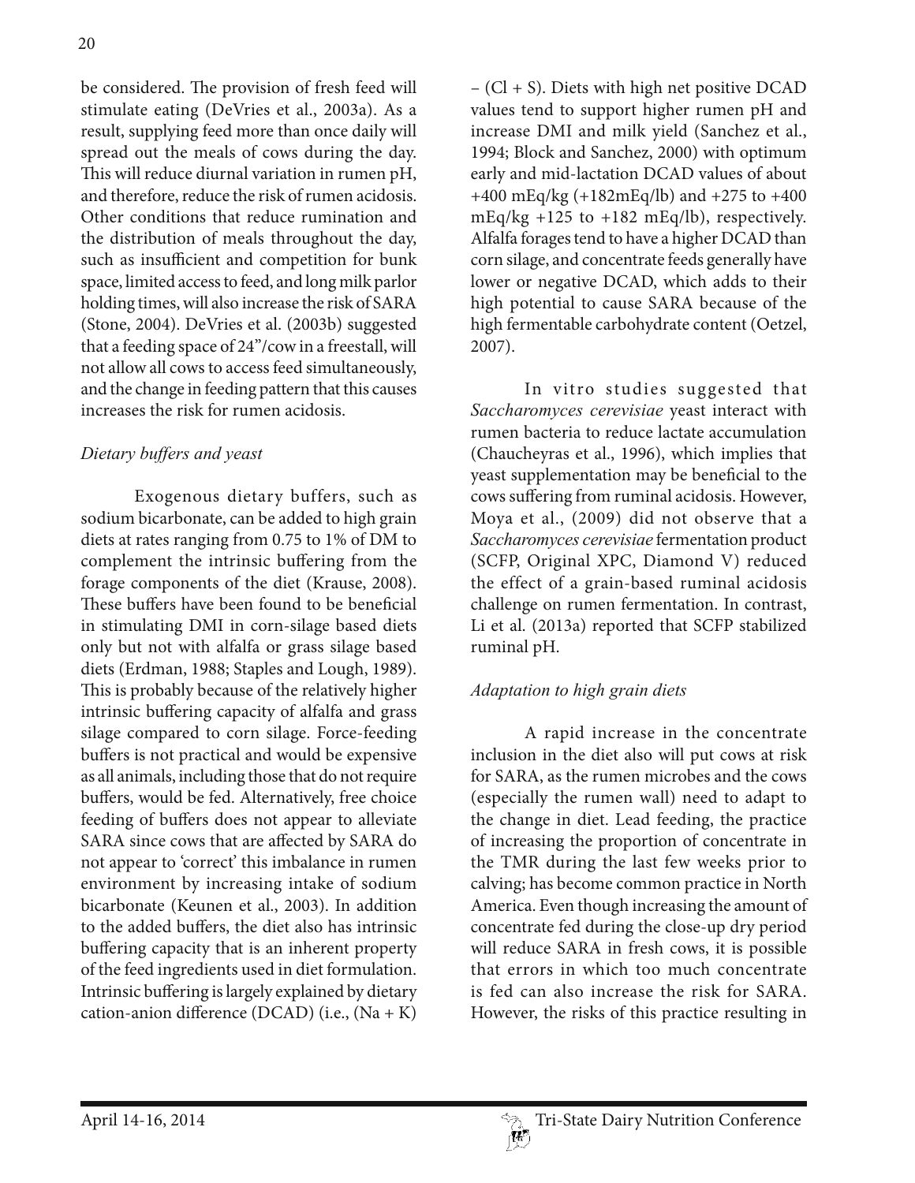be considered. The provision of fresh feed will stimulate eating (DeVries et al., 2003a). As a result, supplying feed more than once daily will spread out the meals of cows during the day. This will reduce diurnal variation in rumen pH, and therefore, reduce the risk of rumen acidosis. Other conditions that reduce rumination and the distribution of meals throughout the day, such as insufficient and competition for bunk space, limited access to feed, and long milk parlor holding times, will also increase the risk of SARA (Stone, 2004). DeVries et al. (2003b) suggested that a feeding space of 24"/cow in a freestall, will not allow all cows to access feed simultaneously, and the change in feeding pattern that this causes increases the risk for rumen acidosis.

### *Dietary buffers and yeast*

Exogenous dietary buffers, such as sodium bicarbonate, can be added to high grain diets at rates ranging from 0.75 to 1% of DM to complement the intrinsic buffering from the forage components of the diet (Krause, 2008). These buffers have been found to be beneficial in stimulating DMI in corn-silage based diets only but not with alfalfa or grass silage based diets (Erdman, 1988; Staples and Lough, 1989). This is probably because of the relatively higher intrinsic buffering capacity of alfalfa and grass silage compared to corn silage. Force-feeding buffers is not practical and would be expensive as all animals, including those that do not require buffers, would be fed. Alternatively, free choice feeding of buffers does not appear to alleviate SARA since cows that are affected by SARA do not appear to 'correct' this imbalance in rumen environment by increasing intake of sodium bicarbonate (Keunen et al., 2003). In addition to the added buffers, the diet also has intrinsic buffering capacity that is an inherent property of the feed ingredients used in diet formulation. Intrinsic buffering is largely explained by dietary cation-anion difference (DCAD) (i.e., (Na + K) – (Cl + S). Diets with high net positive DCAD values tend to support higher rumen pH and increase DMI and milk yield (Sanchez et al., 1994; Block and Sanchez, 2000) with optimum early and mid-lactation DCAD values of about +400 mEq/kg (+182mEq/lb) and +275 to +400 mEq/kg +125 to +182 mEq/lb), respectively. Alfalfa forages tend to have a higher DCAD than corn silage, and concentrate feeds generally have lower or negative DCAD, which adds to their high potential to cause SARA because of the high fermentable carbohydrate content (Oetzel, 2007).

In vitro studies suggested that *Saccharomyces cerevisiae* yeast interact with rumen bacteria to reduce lactate accumulation (Chaucheyras et al., 1996), which implies that yeast supplementation may be beneficial to the cows suffering from ruminal acidosis. However, Moya et al., (2009) did not observe that a *Saccharomyces cerevisiae* fermentation product (SCFP, Original XPC, Diamond V) reduced the effect of a grain-based ruminal acidosis challenge on rumen fermentation. In contrast, Li et al. (2013a) reported that SCFP stabilized ruminal pH.

### *Adaptation to high grain diets*

A rapid increase in the concentrate inclusion in the diet also will put cows at risk for SARA, as the rumen microbes and the cows (especially the rumen wall) need to adapt to the change in diet. Lead feeding, the practice of increasing the proportion of concentrate in the TMR during the last few weeks prior to calving; has become common practice in North America. Even though increasing the amount of concentrate fed during the close-up dry period will reduce SARA in fresh cows, it is possible that errors in which too much concentrate is fed can also increase the risk for SARA. However, the risks of this practice resulting in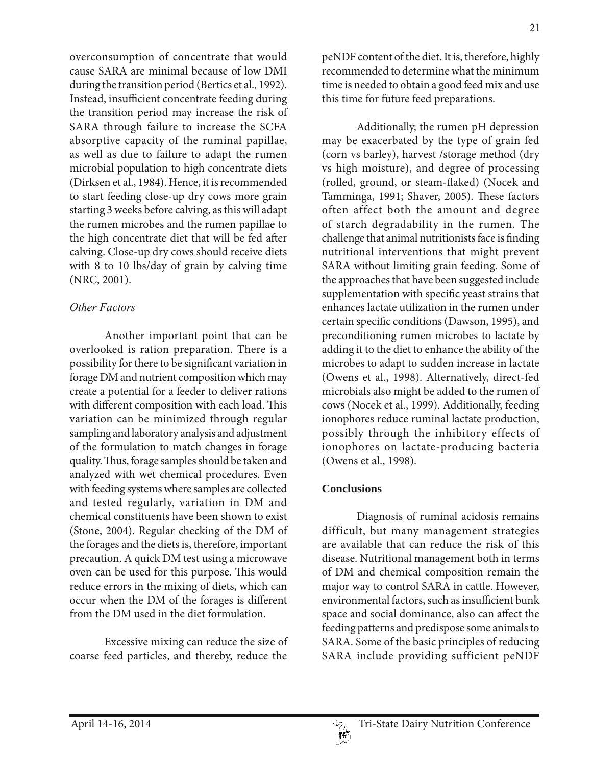overconsumption of concentrate that would cause SARA are minimal because of low DMI during the transition period (Bertics et al., 1992). Instead, insufficient concentrate feeding during the transition period may increase the risk of SARA through failure to increase the SCFA absorptive capacity of the ruminal papillae, as well as due to failure to adapt the rumen microbial population to high concentrate diets (Dirksen et al., 1984). Hence, it is recommended to start feeding close-up dry cows more grain starting 3 weeks before calving, as this will adapt the rumen microbes and the rumen papillae to the high concentrate diet that will be fed after calving. Close-up dry cows should receive diets with 8 to 10 lbs/day of grain by calving time (NRC, 2001).

### *Other Factors*

Another important point that can be overlooked is ration preparation. There is a possibility for there to be significant variation in forage DM and nutrient composition which may create a potential for a feeder to deliver rations with different composition with each load. This variation can be minimized through regular sampling and laboratory analysis and adjustment of the formulation to match changes in forage quality. Thus, forage samples should be taken and analyzed with wet chemical procedures. Even with feeding systems where samples are collected and tested regularly, variation in DM and chemical constituents have been shown to exist (Stone, 2004). Regular checking of the DM of the forages and the diets is, therefore, important precaution. A quick DM test using a microwave oven can be used for this purpose. This would reduce errors in the mixing of diets, which can occur when the DM of the forages is different from the DM used in the diet formulation.

Excessive mixing can reduce the size of coarse feed particles, and thereby, reduce the peNDF content of the diet. It is, therefore, highly recommended to determine what the minimum time is needed to obtain a good feed mix and use this time for future feed preparations.

Additionally, the rumen pH depression may be exacerbated by the type of grain fed (corn vs barley), harvest /storage method (dry vs high moisture), and degree of processing (rolled, ground, or steam-flaked) (Nocek and Tamminga, 1991; Shaver, 2005). These factors often affect both the amount and degree of starch degradability in the rumen. The challenge that animal nutritionists face is finding nutritional interventions that might prevent SARA without limiting grain feeding. Some of the approaches that have been suggested include supplementation with specific yeast strains that enhances lactate utilization in the rumen under certain specific conditions (Dawson, 1995), and preconditioning rumen microbes to lactate by adding it to the diet to enhance the ability of the microbes to adapt to sudden increase in lactate (Owens et al., 1998). Alternatively, direct-fed microbials also might be added to the rumen of cows (Nocek et al., 1999). Additionally, feeding ionophores reduce ruminal lactate production, possibly through the inhibitory effects of ionophores on lactate-producing bacteria (Owens et al., 1998).

## **Conclusions**

Diagnosis of ruminal acidosis remains difficult, but many management strategies are available that can reduce the risk of this disease. Nutritional management both in terms of DM and chemical composition remain the major way to control SARA in cattle. However, environmental factors, such as insufficient bunk space and social dominance, also can affect the feeding patterns and predispose some animals to SARA. Some of the basic principles of reducing SARA include providing sufficient peNDF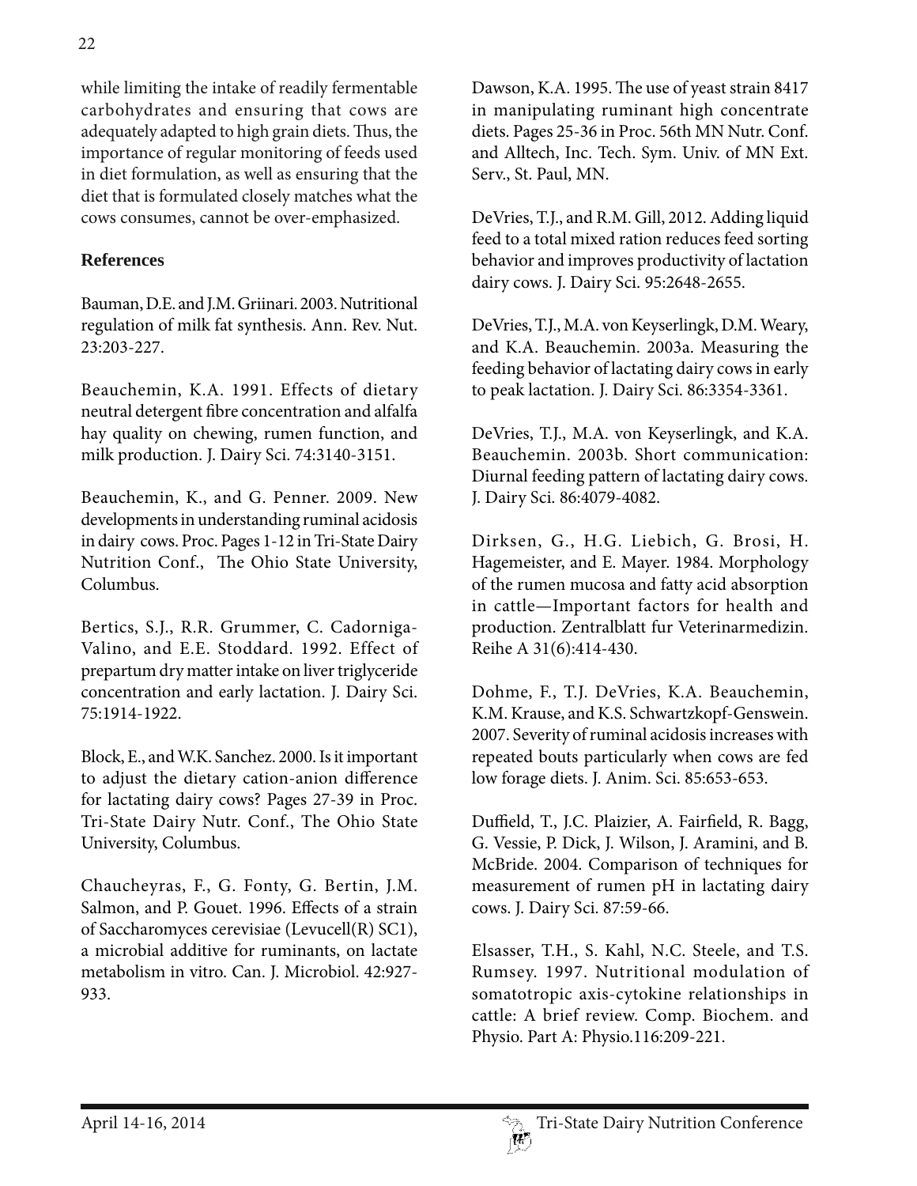while limiting the intake of readily fermentable carbohydrates and ensuring that cows are adequately adapted to high grain diets. Thus, the importance of regular monitoring of feeds used in diet formulation, as well as ensuring that the diet that is formulated closely matches what the cows consumes, cannot be over-emphasized.

## References

Bauman, D.E. and J.M. Griinari. 2003. Nutritional regulation of milk fat synthesis. Ann. Rev. Nut. 23:203-227.

Beauchemin, K.A. 1991. Effects of dietary neutral detergent fibre concentration and alfalfa hay quality on chewing, rumen function, and milk production. J. Dairy Sci. 74:3140-3151.

Beauchemin, K., and G. Penner. 2009. New developments in understanding ruminal acidosis in dairy cows. Proc. Pages 1-12 in Tri-State Dairy Nutrition Conf., The Ohio State University, Columbus.

Bertics, S.J., R.R. Grummer, C. Cadorniga-Valino, and E.E. Stoddard. 1992. Effect of prepartum dry matter intake on liver triglyceride concentration and early lactation. J. Dairy Sci. 75:1914-1922.

Block, E., and W.K. Sanchez. 2000. Is it important to adjust the dietary cation-anion difference for lactating dairy cows? Pages 27-39 in Proc. Tri-State Dairy Nutr. Conf., The Ohio State University, Columbus.

Chaucheyras, F., G. Fonty, G. Bertin, J.M. Salmon, and P. Gouet. 1996. Effects of a strain of Saccharomyces cerevisiae (Levucell(R) SC1), a microbial additive for ruminants, on lactate metabolism in vitro. Can. J. Microbiol. 42:927-933.

Dawson, K.A. 1995. The use of yeast strain 8417 in manipulating ruminant high concentrate diets. Pages 25-36 in Proc. 56th MN Nutr. Conf. and Alltech, Inc. Tech. Sym. Univ. of MN Ext. Serv., St. Paul, MN.

DeVries, T.J., and R.M. Gill, 2012. Adding liquid feed to a total mixed ration reduces feed sorting behavior and improves productivity of lactation dairy cows. J. Dairy Sci. 95:2648-2655.

DeVries, T.J., M.A. von Keyserlingk, D.M. Weary, and K.A. Beauchemin. 2003a. Measuring the feeding behavior of lactating dairy cows in early to peak lactation. J. Dairy Sci. 86:3354-3361.

DeVries, T.J., M.A. von Keyserlingk, and K.A. Beauchemin. 2003b. Short communication: Diurnal feeding pattern of lactating dairy cows. J. Dairy Sci. 86:4079-4082.

Dirksen, G., H.G. Liebich, G. Brosi, H. Hagemeister, and E. Mayer. 1984. Morphology of the rumen mucosa and fatty acid absorption in cattle—Important factors for health and production. Zentralblatt fur Veterinarmedizin. Reihe A 31(6):414-430.

Dohme, F., T.J. DeVries, K.A. Beauchemin, K.M. Krause, and K.S. Schwartzkopf-Genswein. 2007. Severity of ruminal acidosis increases with repeated bouts particularly when cows are fed low forage diets. J. Anim. Sci. 85:653-653.

Duffield, T., J.C. Plaizier, A. Fairfield, R. Bagg, G. Vessie, P. Dick, J. Wilson, J. Aramini, and B. McBride. 2004. Comparison of techniques for measurement of rumen pH in lactating dairy cows. J. Dairy Sci. 87:59-66.

Elsasser, T.H., S. Kahl, N.C. Steele, and T.S. Rumsey. 1997. Nutritional modulation of somatotropic axis-cytokine relationships in cattle: A brief review. Comp. Biochem. and Physio. Part A: Physio.116:209-221.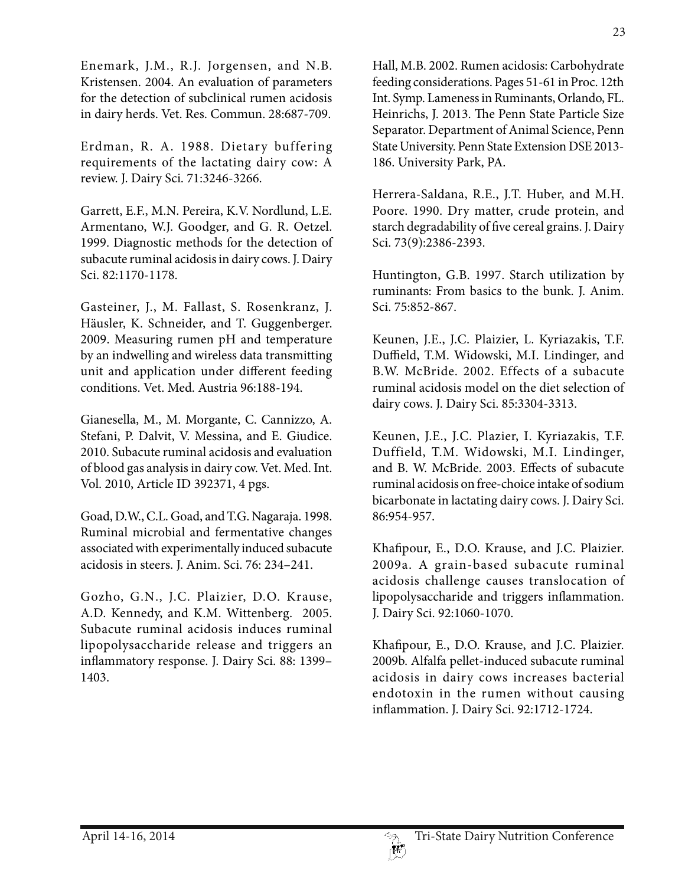Enemark, J.M., R.J. Jorgensen, and N.B. Kristensen. 2004. An evaluation of parameters for the detection of subclinical rumen acidosis in dairy herds. Vet. Res. Commun. 28:687-709.

Erdman, R. A. 1988. Dietary buffering requirements of the lactating dairy cow: A review. J. Dairy Sci. 71:3246-3266.

Garrett, E.F., M.N. Pereira, K.V. Nordlund, L.E. Armentano, W.J. Goodger, and G. R. Oetzel. 1999. Diagnostic methods for the detection of subacute ruminal acidosis in dairy cows. J. Dairy Sci. 82:1170-1178.

Gasteiner, J., M. Fallast, S. Rosenkranz, J. Häusler, K. Schneider, and T. Guggenberger. 2009. Measuring rumen pH and temperature by an indwelling and wireless data transmitting unit and application under different feeding conditions. Vet. Med. Austria 96:188-194.

Gianesella, M., M. Morgante, C. Cannizzo, A. Stefani, P. Dalvit, V. Messina, and E. Giudice. 2010. Subacute ruminal acidosis and evaluation of blood gas analysis in dairy cow. Vet. Med. Int. Vol. 2010, Article ID 392371, 4 pgs.

Goad, D.W., C.L. Goad, and T.G. Nagaraja. 1998. Ruminal microbial and fermentative changes associated with experimentally induced subacute acidosis in steers. J. Anim. Sci. 76: 234–241.

Gozho, G.N., J.C. Plaizier, D.O. Krause, A.D. Kennedy, and K.M. Wittenberg. 2005. Subacute ruminal acidosis induces ruminal lipopolysaccharide release and triggers an inflammatory response. J. Dairy Sci. 88: 1399–1403.

Hall, M.B. 2002. Rumen acidosis: Carbohydrate feeding considerations. Pages 51-61 in Proc. 12th Int. Symp. Lameness in Ruminants, Orlando, FL.

Heinrichs, J. 2013. The Penn State Particle Size Separator. Department of Animal Science, Penn State University. Penn State Extension DSE 2013-186. University Park, PA.

Herrera-Saldana, R.E., J.T. Huber, and M.H. Poore. 1990. Dry matter, crude protein, and starch degradability of five cereal grains. J. Dairy Sci. 73(9):2386-2393.

Huntington, G.B. 1997. Starch utilization by ruminants: From basics to the bunk. J. Anim. Sci. 75:852-867.

Keunen, J.E., J.C. Plaizier, L. Kyriazakis, T.F. Duffield, T.M. Widowski, M.I. Lindinger, and B.W. McBride. 2002. Effects of a subacute ruminal acidosis model on the diet selection of dairy cows. J. Dairy Sci. 85:3304-3313.

Keunen, J.E., J.C. Plazier, I. Kyriazakis, T.F. Duffield, T.M. Widowski, M.I. Lindinger, and B. W. McBride. 2003. Effects of subacute ruminal acidosis on free-choice intake of sodium bicarbonate in lactating dairy cows. J. Dairy Sci. 86:954-957.

Khafipour, E., D.O. Krause, and J.C. Plaizier. 2009a. A grain-based subacute ruminal acidosis challenge causes translocation of lipopolysaccharide and triggers inflammation. J. Dairy Sci. 92:1060-1070.

Khafipour, E., D.O. Krause, and J.C. Plaizier. 2009b. Alfalfa pellet-induced subacute ruminal acidosis in dairy cows increases bacterial endotoxin in the rumen without causing inflammation. J. Dairy Sci. 92:1712-1724.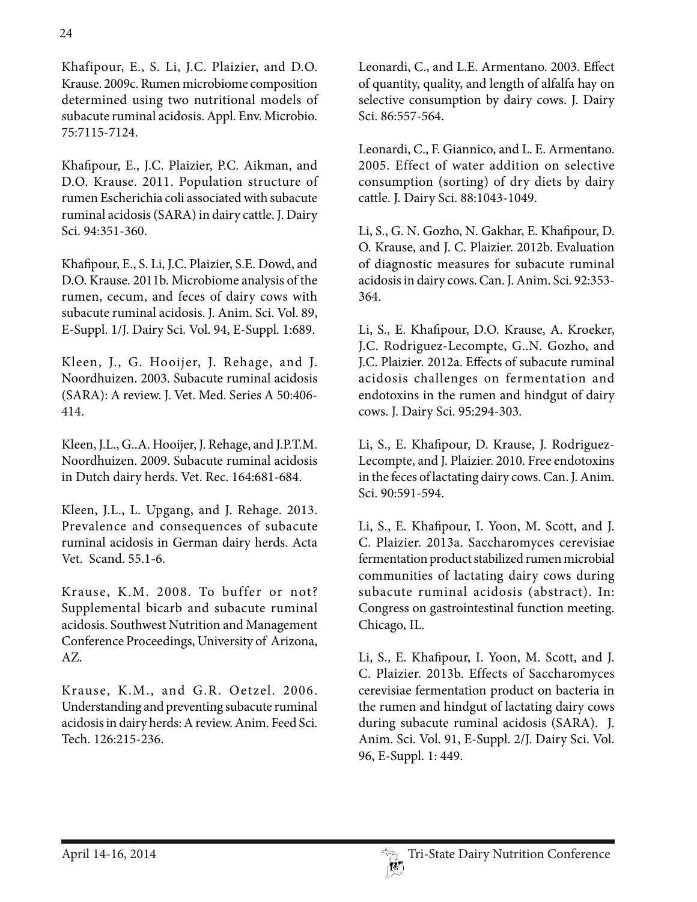Khafipour, E., S. Li, J.C. Plaizier, and D.O. Krause. 2009c. Rumen microbiome composition determined using two nutritional models of subacute ruminal acidosis. Appl. Env. Microbio. 75:7115-7124.

Khafipour, E., J.C. Plaizier, P.C. Aikman, and D.O. Krause. 2011. Population structure of rumen Escherichia coli associated with subacute ruminal acidosis (SARA) in dairy cattle. J. Dairy Sci. 94:351-360.

Khafipour, E., S. Li, J.C. Plaizier, S.E. Dowd, and D.O. Krause. 2011b. Microbiome analysis of the rumen, cecum, and feces of dairy cows with subacute ruminal acidosis. J. Anim. Sci. Vol. 89, E-Suppl. 1/J. Dairy Sci. Vol. 94, E-Suppl. 1:689.

Kleen, J., G. Hooijer, J. Rehage, and J. Noordhuizen. 2003. Subacute ruminal acidosis (SARA): A review. J. Vet. Med. Series A 50:406-414.

Kleen, J.L., G..A. Hooijer, J. Rehage, and J.P.T.M. Noordhuizen. 2009. Subacute ruminal acidosis in Dutch dairy herds. Vet. Rec. 164:681-684.

Kleen, J.L., L. Upgang, and J. Rehage. 2013. Prevalence and consequences of subacute ruminal acidosis in German dairy herds. Acta Vet. Scand. 55.1-6.

Krause, K.M. 2008. To buffer or not? Supplemental bicarb and subacute ruminal acidosis. Southwest Nutrition and Management Conference Proceedings, University of Arizona, AZ.

Krause, K.M., and G.R. Oetzel. 2006. Understanding and preventing subacute ruminal acidosis in dairy herds: A review. Anim. Feed Sci. Tech. 126:215-236.

Leonardi, C., and L.E. Armentano. 2003. Effect of quantity, quality, and length of alfalfa hay on selective consumption by dairy cows. J. Dairy Sci. 86:557-564.

Leonardi, C., F. Giannico, and L. E. Armentano. 2005. Effect of water addition on selective consumption (sorting) of dry diets by dairy cattle. J. Dairy Sci. 88:1043-1049.

Li, S., G. N. Gozho, N. Gakhar, E. Khafipour, D. O. Krause, and J. C. Plaizier. 2012b. Evaluation of diagnostic measures for subacute ruminal acidosis in dairy cows. Can. J. Anim. Sci. 92:353-364.

Li, S., E. Khafipour, D.O. Krause, A. Kroeker, J.C. Rodriguez-Lecompte, G..N. Gozho, and J.C. Plaizier. 2012a. Effects of subacute ruminal acidosis challenges on fermentation and endotoxins in the rumen and hindgut of dairy cows. J. Dairy Sci. 95:294-303.

Li, S., E. Khafipour, D. Krause, J. Rodriguez-Lecompte, and J. Plaizier. 2010. Free endotoxins in the feces of lactating dairy cows. Can. J. Anim. Sci. 90:591-594.

Li, S., E. Khafipour, I. Yoon, M. Scott, and J. C. Plaizier. 2013a. Saccharomyces cerevisiae fermentation product stabilized rumen microbial communities of lactating dairy cows during subacute ruminal acidosis (abstract). In: Congress on gastrointestinal function meeting. Chicago, IL.

Li, S., E. Khafipour, I. Yoon, M. Scott, and J. C. Plaizier. 2013b. Effects of Saccharomyces cerevisiae fermentation product on bacteria in the rumen and hindgut of lactating dairy cows during subacute ruminal acidosis (SARA). J. Anim. Sci. Vol. 91, E-Suppl. 2/J. Dairy Sci. Vol. 96, E-Suppl. 1: 449.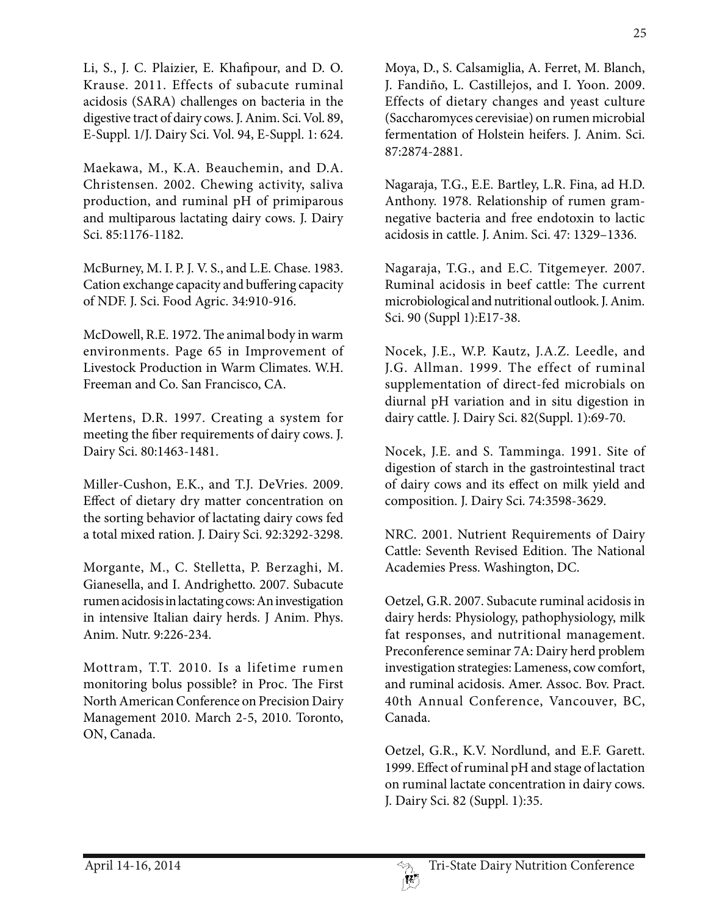Li, S., J. C. Plaizier, E. Khafipour, and D. O. Krause. 2011. Effects of subacute ruminal acidosis (SARA) challenges on bacteria in the digestive tract of dairy cows. J. Anim. Sci. Vol. 89, E-Suppl. 1/J. Dairy Sci. Vol. 94, E-Suppl. 1: 624.

Maekawa, M., K.A. Beauchemin, and D.A. Christensen. 2002. Chewing activity, saliva production, and ruminal pH of primiparous and multiparous lactating dairy cows. J. Dairy Sci. 85:1176-1182.

McBurney, M. I. P. J. V. S., and L.E. Chase. 1983. Cation exchange capacity and buffering capacity of NDF. J. Sci. Food Agric. 34:910-916.

McDowell, R.E. 1972. The animal body in warm environments. Page 65 in Improvement of Livestock Production in Warm Climates. W.H. Freeman and Co. San Francisco, CA.

Mertens, D.R. 1997. Creating a system for meeting the fiber requirements of dairy cows. J. Dairy Sci. 80:1463-1481.

Miller-Cushon, E.K., and T.J. DeVries. 2009. Effect of dietary dry matter concentration on the sorting behavior of lactating dairy cows fed a total mixed ration. J. Dairy Sci. 92:3292-3298.

Morgante, M., C. Stelletta, P. Berzaghi, M. Gianesella, and I. Andrighetto. 2007. Subacute rumen acidosis in lactating cows: An investigation in intensive Italian dairy herds. J Anim. Phys. Anim. Nutr. 9:226-234.

Mottram, T.T. 2010. Is a lifetime rumen monitoring bolus possible? in Proc. The First North American Conference on Precision Dairy Management 2010. March 2-5, 2010. Toronto, ON, Canada.

Moya, D., S. Calsamiglia, A. Ferret, M. Blanch, J. Fandiño, L. Castillejos, and I. Yoon. 2009. Effects of dietary changes and yeast culture (Saccharomyces cerevisiae) on rumen microbial fermentation of Holstein heifers. J. Anim. Sci. 87:2874-2881.

Nagaraja, T.G., E.E. Bartley, L.R. Fina, ad H.D. Anthony. 1978. Relationship of rumen gram-negative bacteria and free endotoxin to lactic acidosis in cattle. J. Anim. Sci. 47: 1329–1336.

Nagaraja, T.G., and E.C. Titgemeyer. 2007. Ruminal acidosis in beef cattle: The current microbiological and nutritional outlook. J. Anim. Sci. 90 (Suppl 1):E17-38.

Nocek, J.E., W.P. Kautz, J.A.Z. Leedle, and J.G. Allman. 1999. The effect of ruminal supplementation of direct-fed microbials on diurnal pH variation and in situ digestion in dairy cattle. J. Dairy Sci. 82(Suppl. 1):69-70.

Nocek, J.E. and S. Tamminga. 1991. Site of digestion of starch in the gastrointestinal tract of dairy cows and its effect on milk yield and composition. J. Dairy Sci. 74:3598-3629.

NRC. 2001. Nutrient Requirements of Dairy Cattle: Seventh Revised Edition. The National Academies Press. Washington, DC.

Oetzel, G.R. 2007. Subacute ruminal acidosis in dairy herds: Physiology, pathophysiology, milk fat responses, and nutritional management. Preconference seminar 7A: Dairy herd problem investigation strategies: Lameness, cow comfort, and ruminal acidosis. Amer. Assoc. Bov. Pract. 40th Annual Conference, Vancouver, BC, Canada.

Oetzel, G.R., K.V. Nordlund, and E.F. Garett. 1999. Effect of ruminal pH and stage of lactation on ruminal lactate concentration in dairy cows. J. Dairy Sci. 82 (Suppl. 1):35.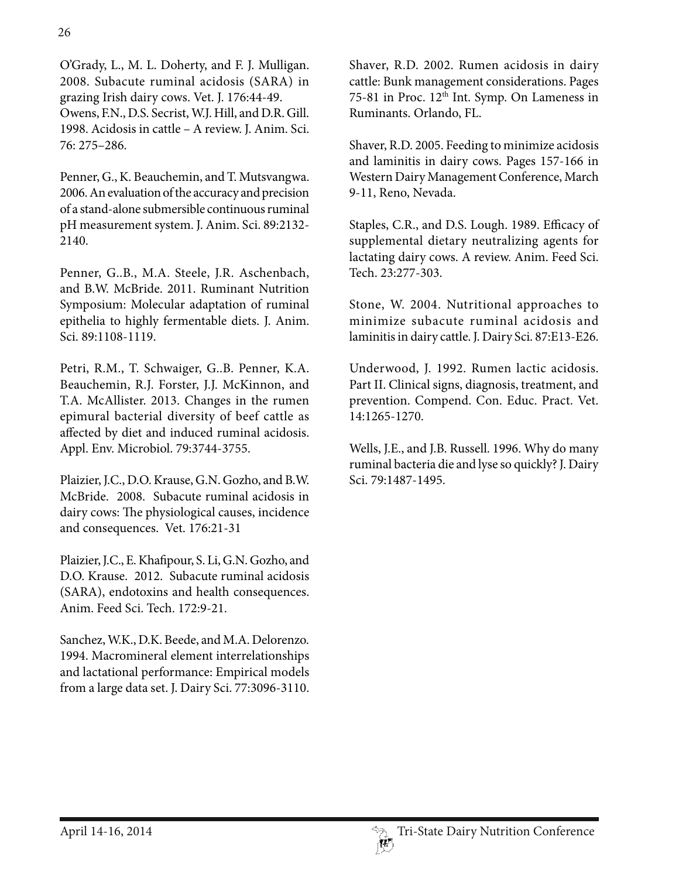O'Grady, L., M. L. Doherty, and F. J. Mulligan. 2008. Subacute ruminal acidosis (SARA) in grazing Irish dairy cows. Vet. J. 176:44-49.

Owens, F.N., D.S. Secrist, W.J. Hill, and D.R. Gill. 1998. Acidosis in cattle – A review. J. Anim. Sci. 76: 275–286.

Penner, G., K. Beauchemin, and T. Mutsvangwa. 2006. An evaluation of the accuracy and precision of a stand-alone submersible continuous ruminal pH measurement system. J. Anim. Sci. 89:2132-2140.

Penner, G..B., M.A. Steele, J.R. Aschenbach, and B.W. McBride. 2011. Ruminant Nutrition Symposium: Molecular adaptation of ruminal epithelia to highly fermentable diets. J. Anim. Sci. 89:1108-1119.

Petri, R.M., T. Schwaiger, G..B. Penner, K.A. Beauchemin, R.J. Forster, J.J. McKinnon, and T.A. McAllister. 2013. Changes in the rumen epimural bacterial diversity of beef cattle as affected by diet and induced ruminal acidosis. Appl. Env. Microbiol. 79:3744-3755.

Plaizier, J.C., D.O. Krause, G.N. Gozho, and B.W. McBride. 2008. Subacute ruminal acidosis in dairy cows: The physiological causes, incidence and consequences. Vet. 176:21-31

Plaizier, J.C., E. Khafipour, S. Li, G.N. Gozho, and D.O. Krause. 2012. Subacute ruminal acidosis (SARA), endotoxins and health consequences. Anim. Feed Sci. Tech. 172:9-21.

Sanchez, W.K., D.K. Beede, and M.A. Delorenzo. 1994. Macromineral element interrelationships and lactational performance: Empirical models from a large data set. J. Dairy Sci. 77:3096-3110.

Shaver, R.D. 2002. Rumen acidosis in dairy cattle: Bunk management considerations. Pages 75-81 in Proc. 12th Int. Symp. On Lameness in Ruminants. Orlando, FL.

Shaver, R.D. 2005. Feeding to minimize acidosis and laminitis in dairy cows. Pages 157-166 in Western Dairy Management Conference, March 9-11, Reno, Nevada.

Staples, C.R., and D.S. Lough. 1989. Efficacy of supplemental dietary neutralizing agents for lactating dairy cows. A review. Anim. Feed Sci. Tech. 23:277-303.

Stone, W. 2004. Nutritional approaches to minimize subacute ruminal acidosis and laminitis in dairy cattle. J. Dairy Sci. 87:E13-E26.

Underwood, J. 1992. Rumen lactic acidosis. Part II. Clinical signs, diagnosis, treatment, and prevention. Compend. Con. Educ. Pract. Vet. 14:1265-1270.

Wells, J.E., and J.B. Russell. 1996. Why do many ruminal bacteria die and lyse so quickly? J. Dairy Sci. 79:1487-1495.